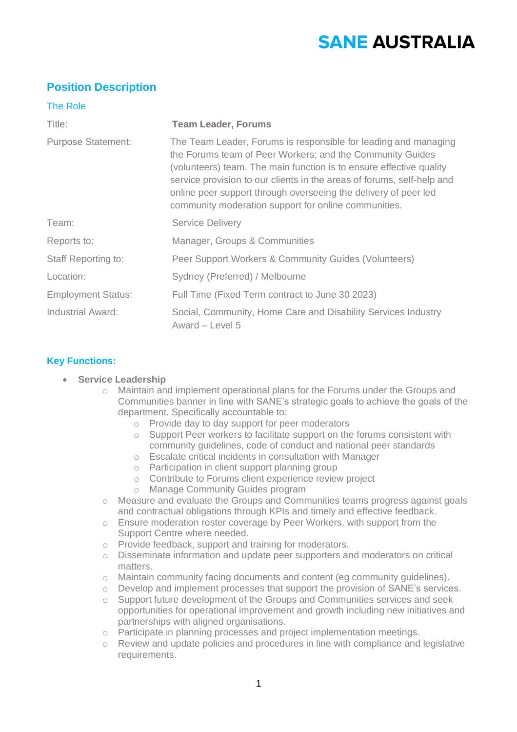# SANE AUSTRALIA

## Position Description

### The Role

| | |
|---|---|
| Title: | **Team Leader, Forums** |
| Purpose Statement: | The Team Leader, Forums is responsible for leading and managing the Forums team of Peer Workers; and the Community Guides (volunteers) team. The main function is to ensure effective quality service provision to our clients in the areas of forums, self-help and online peer support through overseeing the delivery of peer led community moderation support for online communities. |
| Team: | Service Delivery |
| Reports to: | Manager, Groups & Communities |
| Staff Reporting to: | Peer Support Workers & Community Guides (Volunteers) |
| Location: | Sydney (Preferred) / Melbourne |
| Employment Status: | Full Time (Fixed Term contract to June 30 2023) |
| Industrial Award: | Social, Community, Home Care and Disability Services Industry Award – Level 5 |

### Key Functions:

- **Service Leadership**
  - Maintain and implement operational plans for the Forums under the Groups and Communities banner in line with SANE's strategic goals to achieve the goals of the department. Specifically accountable to:
    - Provide day to day support for peer moderators
    - Support Peer workers to facilitate support on the forums consistent with community guidelines, code of conduct and national peer standards
    - Escalate critical incidents in consultation with Manager
    - Participation in client support planning group
    - Contribute to Forums client experience review project
    - Manage Community Guides program
  - Measure and evaluate the Groups and Communities teams progress against goals and contractual obligations through KPIs and timely and effective feedback.
  - Ensure moderation roster coverage by Peer Workers, with support from the Support Centre where needed.
  - Provide feedback, support and training for moderators.
  - Disseminate information and update peer supporters and moderators on critical matters.
  - Maintain community facing documents and content (eg community guidelines).
  - Develop and implement processes that support the provision of SANE's services.
  - Support future development of the Groups and Communities services and seek opportunities for operational improvement and growth including new initiatives and partnerships with aligned organisations.
  - Participate in planning processes and project implementation meetings.
  - Review and update policies and procedures in line with compliance and legislative requirements.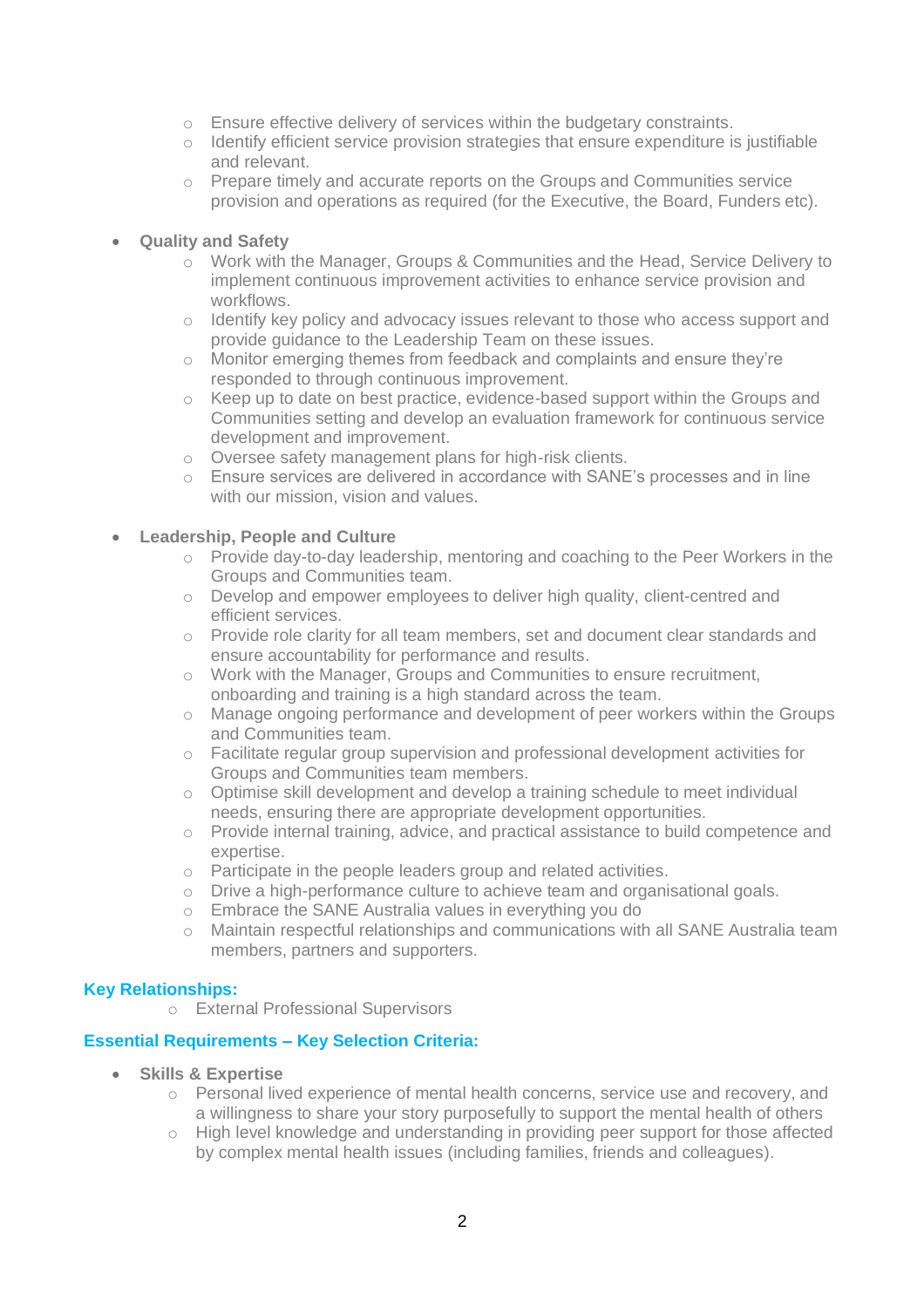- Ensure effective delivery of services within the budgetary constraints.
  - Identify efficient service provision strategies that ensure expenditure is justifiable and relevant.
  - Prepare timely and accurate reports on the Groups and Communities service provision and operations as required (for the Executive, the Board, Funders etc).

- **Quality and Safety**
  - Work with the Manager, Groups & Communities and the Head, Service Delivery to implement continuous improvement activities to enhance service provision and workflows.
  - Identify key policy and advocacy issues relevant to those who access support and provide guidance to the Leadership Team on these issues.
  - Monitor emerging themes from feedback and complaints and ensure they're responded to through continuous improvement.
  - Keep up to date on best practice, evidence-based support within the Groups and Communities setting and develop an evaluation framework for continuous service development and improvement.
  - Oversee safety management plans for high-risk clients.
  - Ensure services are delivered in accordance with SANE's processes and in line with our mission, vision and values.

- **Leadership, People and Culture**
  - Provide day-to-day leadership, mentoring and coaching to the Peer Workers in the Groups and Communities team.
  - Develop and empower employees to deliver high quality, client-centred and efficient services.
  - Provide role clarity for all team members, set and document clear standards and ensure accountability for performance and results.
  - Work with the Manager, Groups and Communities to ensure recruitment, onboarding and training is a high standard across the team.
  - Manage ongoing performance and development of peer workers within the Groups and Communities team.
  - Facilitate regular group supervision and professional development activities for Groups and Communities team members.
  - Optimise skill development and develop a training schedule to meet individual needs, ensuring there are appropriate development opportunities.
  - Provide internal training, advice, and practical assistance to build competence and expertise.
  - Participate in the people leaders group and related activities.
  - Drive a high-performance culture to achieve team and organisational goals.
  - Embrace the SANE Australia values in everything you do
  - Maintain respectful relationships and communications with all SANE Australia team members, partners and supporters.

## Key Relationships:

- External Professional Supervisors

## Essential Requirements – Key Selection Criteria:

- **Skills & Expertise**
  - Personal lived experience of mental health concerns, service use and recovery, and a willingness to share your story purposefully to support the mental health of others
  - High level knowledge and understanding in providing peer support for those affected by complex mental health issues (including families, friends and colleagues).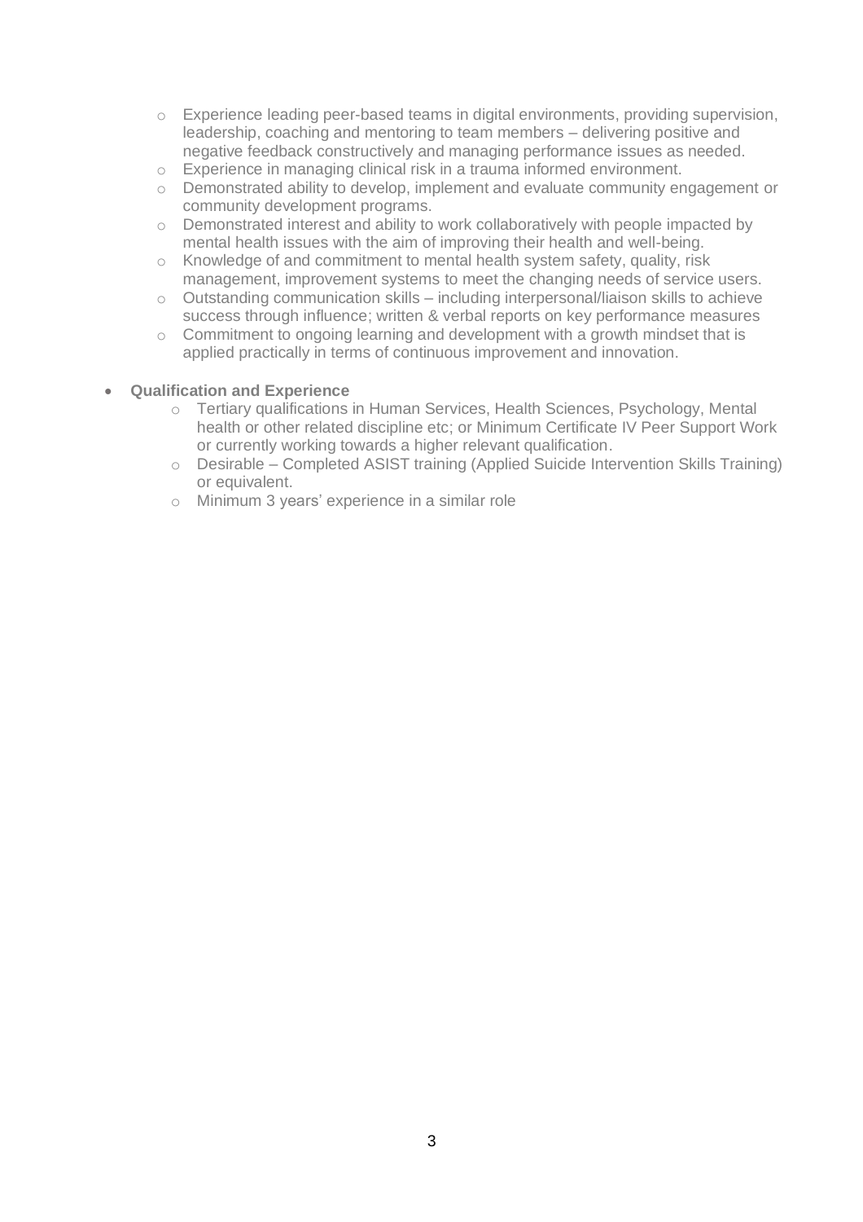- Experience leading peer-based teams in digital environments, providing supervision, leadership, coaching and mentoring to team members – delivering positive and negative feedback constructively and managing performance issues as needed.
- Experience in managing clinical risk in a trauma informed environment.
- Demonstrated ability to develop, implement and evaluate community engagement or community development programs.
- Demonstrated interest and ability to work collaboratively with people impacted by mental health issues with the aim of improving their health and well-being.
- Knowledge of and commitment to mental health system safety, quality, risk management, improvement systems to meet the changing needs of service users.
- Outstanding communication skills – including interpersonal/liaison skills to achieve success through influence; written & verbal reports on key performance measures
- Commitment to ongoing learning and development with a growth mindset that is applied practically in terms of continuous improvement and innovation.

- **Qualification and Experience**
  - Tertiary qualifications in Human Services, Health Sciences, Psychology, Mental health or other related discipline etc; or Minimum Certificate IV Peer Support Work or currently working towards a higher relevant qualification.
  - Desirable – Completed ASIST training (Applied Suicide Intervention Skills Training) or equivalent.
  - Minimum 3 years' experience in a similar role